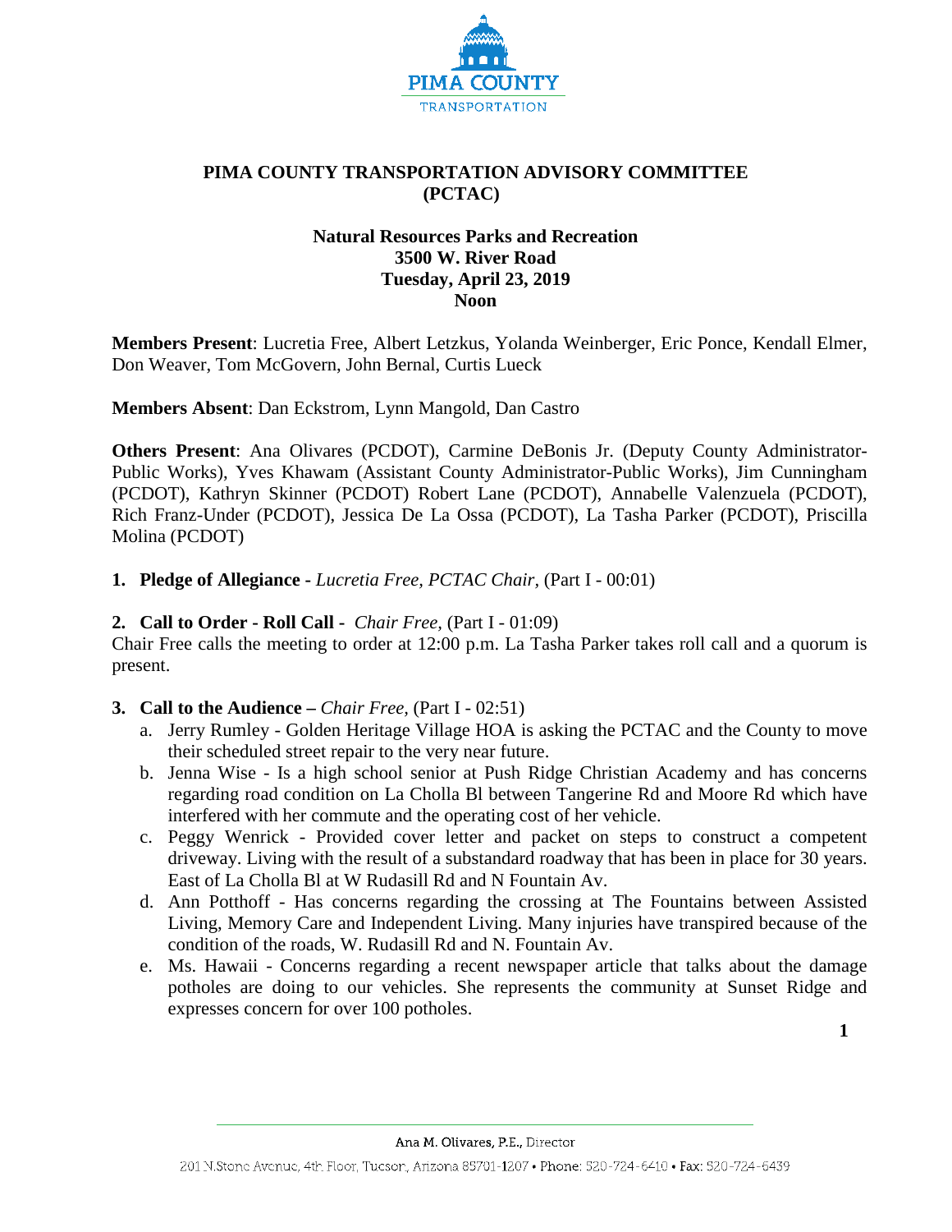PIMA COUNTY

TRANSPORTATION

# PIMA COUNTY TRANSPORTATION ADVISORY COMMITTEE (PCTAC)

**Natural Resources Parks and Recreation**
**3500 W. River Road**
**Tuesday, April 23, 2019**
**Noon**

**Members Present**: Lucretia Free, Albert Letzkus, Yolanda Weinberger, Eric Ponce, Kendall Elmer, Don Weaver, Tom McGovern, John Bernal, Curtis Lueck

**Members Absent**: Dan Eckstrom, Lynn Mangold, Dan Castro

**Others Present**: Ana Olivares (PCDOT), Carmine DeBonis Jr. (Deputy County Administrator-Public Works), Yves Khawam (Assistant County Administrator-Public Works), Jim Cunningham (PCDOT), Kathryn Skinner (PCDOT) Robert Lane (PCDOT), Annabelle Valenzuela (PCDOT), Rich Franz-Under (PCDOT), Jessica De La Ossa (PCDOT), La Tasha Parker (PCDOT), Priscilla Molina (PCDOT)

1. **Pledge of Allegiance -** *Lucretia Free, PCTAC Chair,* (Part I - 00:01)

2. **Call to Order - Roll Call -** *Chair Free,* (Part I - 01:09)
Chair Free calls the meeting to order at 12:00 p.m. La Tasha Parker takes roll call and a quorum is present.

3. **Call to the Audience –** *Chair Free,* (Part I - 02:51)
   a. Jerry Rumley - Golden Heritage Village HOA is asking the PCTAC and the County to move their scheduled street repair to the very near future.
   b. Jenna Wise - Is a high school senior at Push Ridge Christian Academy and has concerns regarding road condition on La Cholla Bl between Tangerine Rd and Moore Rd which have interfered with her commute and the operating cost of her vehicle.
   c. Peggy Wenrick - Provided cover letter and packet on steps to construct a competent driveway. Living with the result of a substandard roadway that has been in place for 30 years. East of La Cholla Bl at W Rudasill Rd and N Fountain Av.
   d. Ann Potthoff - Has concerns regarding the crossing at The Fountains between Assisted Living, Memory Care and Independent Living. Many injuries have transpired because of the condition of the roads, W. Rudasill Rd and N. Fountain Av.
   e. Ms. Hawaii - Concerns regarding a recent newspaper article that talks about the damage potholes are doing to our vehicles. She represents the community at Sunset Ridge and expresses concern for over 100 potholes.

Ana M. Olivares, P.E., Director

201 N.Stone Avenue, 4th Floor, Tucson, Arizona 85701-1207 • Phone: 520-724-6410 • Fax: 520-724-6439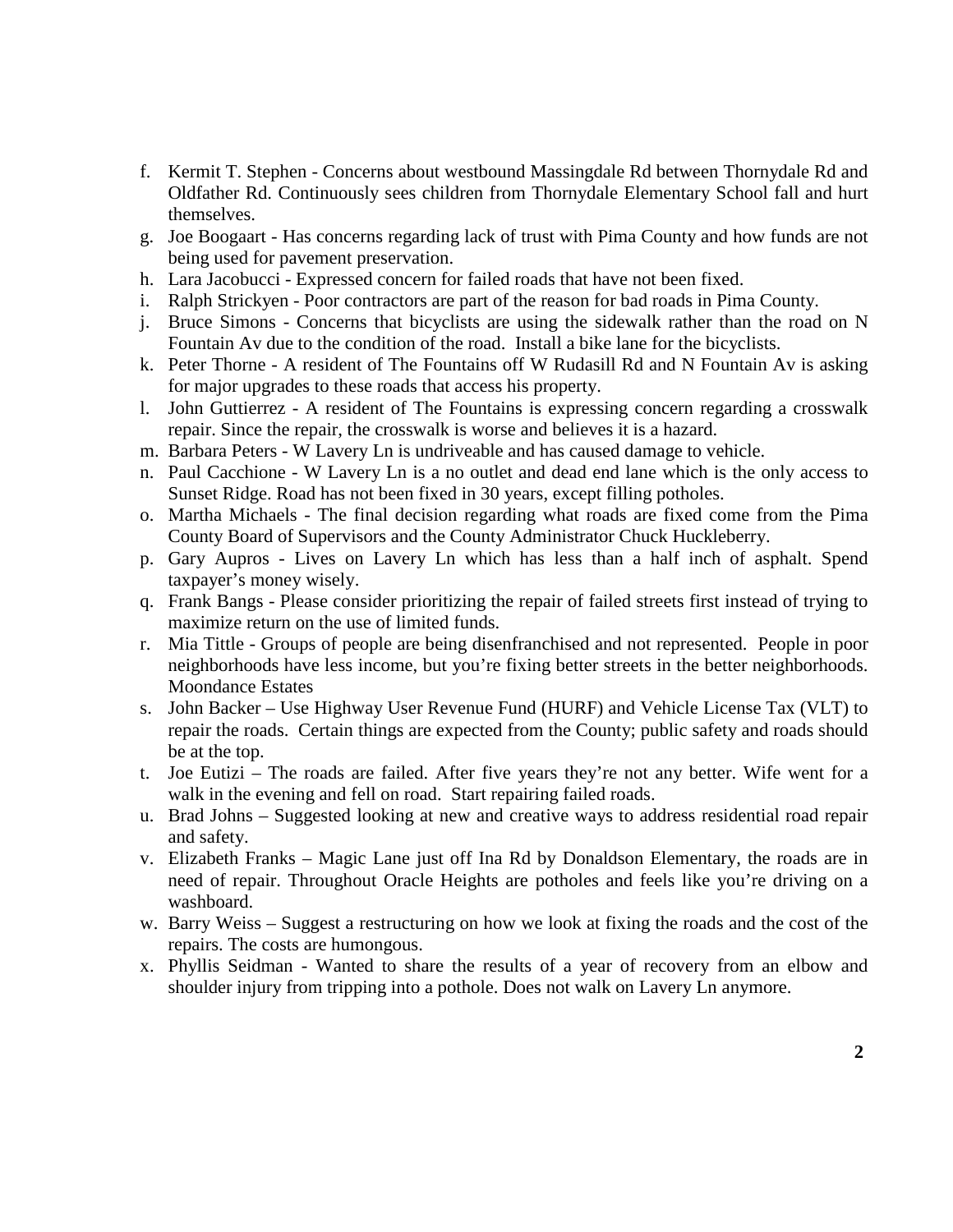f. Kermit T. Stephen - Concerns about westbound Massingdale Rd between Thornydale Rd and Oldfather Rd. Continuously sees children from Thornydale Elementary School fall and hurt themselves.
g. Joe Boogaart - Has concerns regarding lack of trust with Pima County and how funds are not being used for pavement preservation.
h. Lara Jacobucci - Expressed concern for failed roads that have not been fixed.
i. Ralph Strickyen - Poor contractors are part of the reason for bad roads in Pima County.
j. Bruce Simons - Concerns that bicyclists are using the sidewalk rather than the road on N Fountain Av due to the condition of the road. Install a bike lane for the bicyclists.
k. Peter Thorne - A resident of The Fountains off W Rudasill Rd and N Fountain Av is asking for major upgrades to these roads that access his property.
l. John Guttierrez - A resident of The Fountains is expressing concern regarding a crosswalk repair. Since the repair, the crosswalk is worse and believes it is a hazard.
m. Barbara Peters - W Lavery Ln is undriveable and has caused damage to vehicle.
n. Paul Cacchione - W Lavery Ln is a no outlet and dead end lane which is the only access to Sunset Ridge. Road has not been fixed in 30 years, except filling potholes.
o. Martha Michaels - The final decision regarding what roads are fixed come from the Pima County Board of Supervisors and the County Administrator Chuck Huckleberry.
p. Gary Aupros - Lives on Lavery Ln which has less than a half inch of asphalt. Spend taxpayer's money wisely.
q. Frank Bangs - Please consider prioritizing the repair of failed streets first instead of trying to maximize return on the use of limited funds.
r. Mia Tittle - Groups of people are being disenfranchised and not represented. People in poor neighborhoods have less income, but you're fixing better streets in the better neighborhoods. Moondance Estates
s. John Backer – Use Highway User Revenue Fund (HURF) and Vehicle License Tax (VLT) to repair the roads. Certain things are expected from the County; public safety and roads should be at the top.
t. Joe Eutizi – The roads are failed. After five years they're not any better. Wife went for a walk in the evening and fell on road. Start repairing failed roads.
u. Brad Johns – Suggested looking at new and creative ways to address residential road repair and safety.
v. Elizabeth Franks – Magic Lane just off Ina Rd by Donaldson Elementary, the roads are in need of repair. Throughout Oracle Heights are potholes and feels like you're driving on a washboard.
w. Barry Weiss – Suggest a restructuring on how we look at fixing the roads and the cost of the repairs. The costs are humongous.
x. Phyllis Seidman - Wanted to share the results of a year of recovery from an elbow and shoulder injury from tripping into a pothole. Does not walk on Lavery Ln anymore.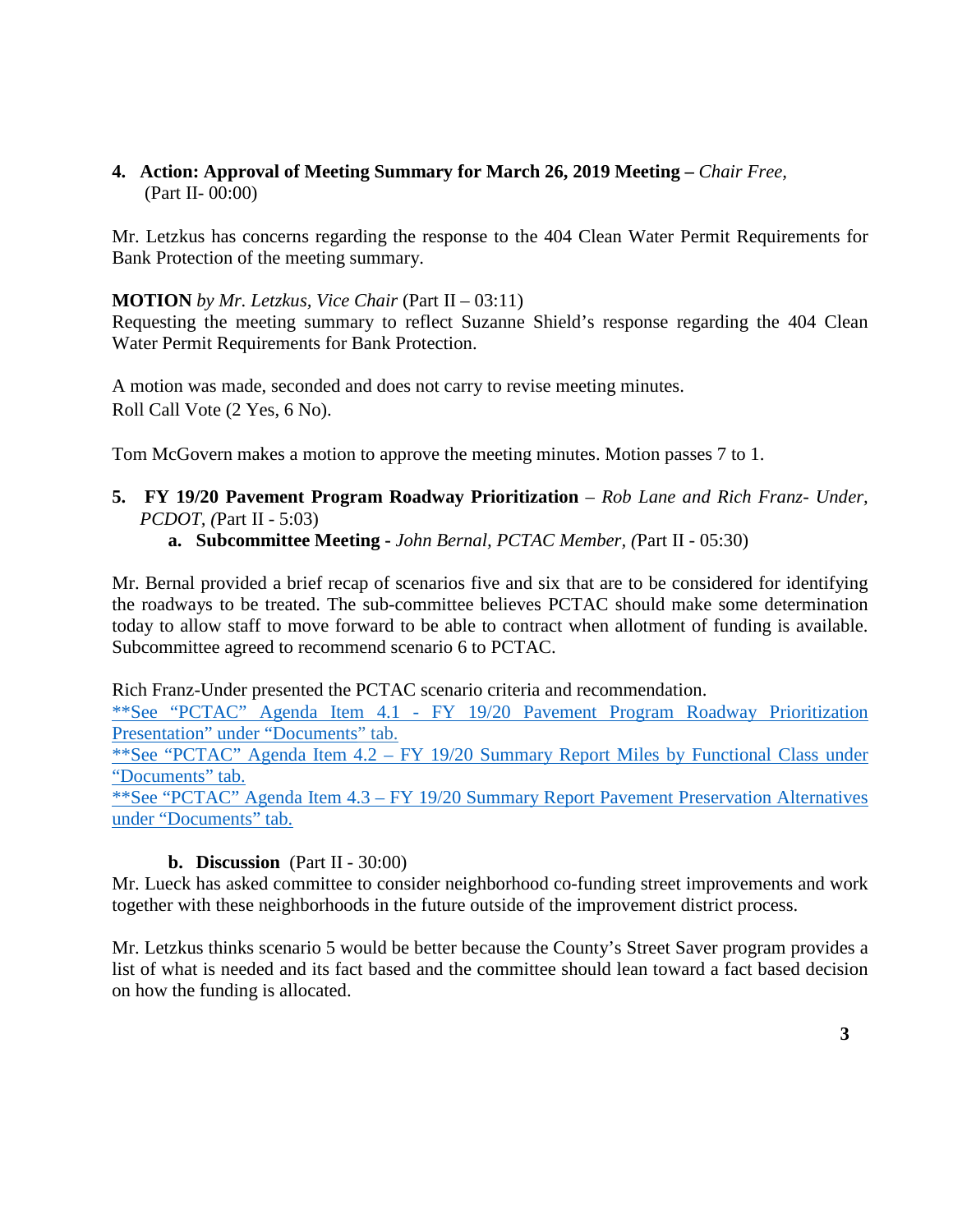**4. Action: Approval of Meeting Summary for March 26, 2019 Meeting –** *Chair Free,* (Part II- 00:00)

Mr. Letzkus has concerns regarding the response to the 404 Clean Water Permit Requirements for Bank Protection of the meeting summary.

**MOTION** *by Mr. Letzkus, Vice Chair* (Part II – 03:11)
Requesting the meeting summary to reflect Suzanne Shield's response regarding the 404 Clean Water Permit Requirements for Bank Protection.

A motion was made, seconded and does not carry to revise meeting minutes.
Roll Call Vote (2 Yes, 6 No).

Tom McGovern makes a motion to approve the meeting minutes. Motion passes 7 to 1.

**5. FY 19/20 Pavement Program Roadway Prioritization** – *Rob Lane and Rich Franz- Under, PCDOT, (*Part II - 5:03)

**a. Subcommittee Meeting -** *John Bernal, PCTAC Member, (*Part II - 05:30)

Mr. Bernal provided a brief recap of scenarios five and six that are to be considered for identifying the roadways to be treated. The sub-committee believes PCTAC should make some determination today to allow staff to move forward to be able to contract when allotment of funding is available. Subcommittee agreed to recommend scenario 6 to PCTAC.

Rich Franz-Under presented the PCTAC scenario criteria and recommendation.
**See "PCTAC" Agenda Item 4.1 - FY 19/20 Pavement Program Roadway Prioritization Presentation" under "Documents" tab.
**See "PCTAC" Agenda Item 4.2 – FY 19/20 Summary Report Miles by Functional Class under "Documents" tab.
**See "PCTAC" Agenda Item 4.3 – FY 19/20 Summary Report Pavement Preservation Alternatives under "Documents" tab.

**b. Discussion** (Part II - 30:00)

Mr. Lueck has asked committee to consider neighborhood co-funding street improvements and work together with these neighborhoods in the future outside of the improvement district process.

Mr. Letzkus thinks scenario 5 would be better because the County's Street Saver program provides a list of what is needed and its fact based and the committee should lean toward a fact based decision on how the funding is allocated.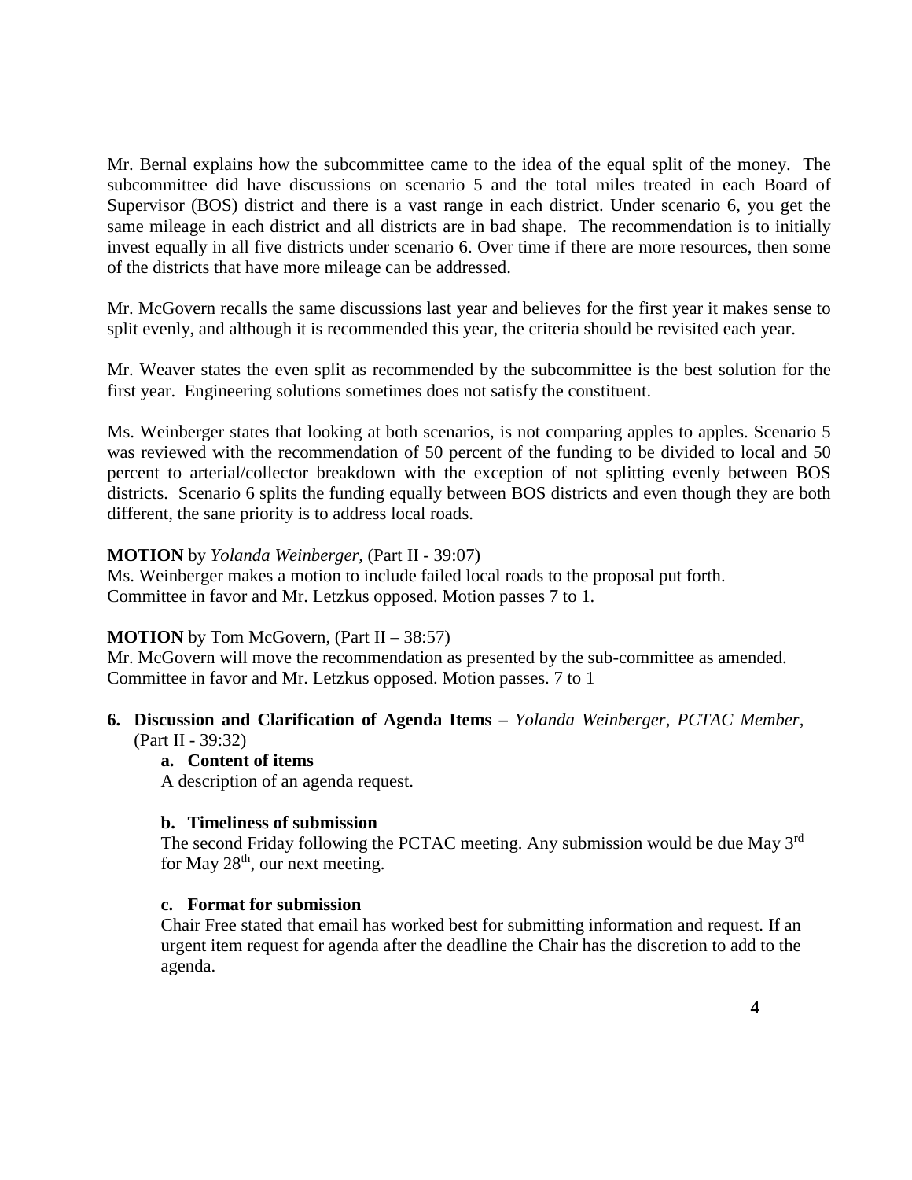Mr. Bernal explains how the subcommittee came to the idea of the equal split of the money. The subcommittee did have discussions on scenario 5 and the total miles treated in each Board of Supervisor (BOS) district and there is a vast range in each district. Under scenario 6, you get the same mileage in each district and all districts are in bad shape. The recommendation is to initially invest equally in all five districts under scenario 6. Over time if there are more resources, then some of the districts that have more mileage can be addressed.

Mr. McGovern recalls the same discussions last year and believes for the first year it makes sense to split evenly, and although it is recommended this year, the criteria should be revisited each year.

Mr. Weaver states the even split as recommended by the subcommittee is the best solution for the first year. Engineering solutions sometimes does not satisfy the constituent.

Ms. Weinberger states that looking at both scenarios, is not comparing apples to apples. Scenario 5 was reviewed with the recommendation of 50 percent of the funding to be divided to local and 50 percent to arterial/collector breakdown with the exception of not splitting evenly between BOS districts. Scenario 6 splits the funding equally between BOS districts and even though they are both different, the sane priority is to address local roads.

**MOTION** by *Yolanda Weinberger*, (Part II - 39:07)
Ms. Weinberger makes a motion to include failed local roads to the proposal put forth.
Committee in favor and Mr. Letzkus opposed. Motion passes 7 to 1.

**MOTION** by Tom McGovern, (Part II – 38:57)
Mr. McGovern will move the recommendation as presented by the sub-committee as amended.
Committee in favor and Mr. Letzkus opposed. Motion passes. 7 to 1

**6. Discussion and Clarification of Agenda Items –** *Yolanda Weinberger, PCTAC Member,* (Part II - 39:32)

**a. Content of items**
A description of an agenda request.

**b. Timeliness of submission**
The second Friday following the PCTAC meeting. Any submission would be due May 3rd for May 28th, our next meeting.

**c. Format for submission**
Chair Free stated that email has worked best for submitting information and request. If an urgent item request for agenda after the deadline the Chair has the discretion to add to the agenda.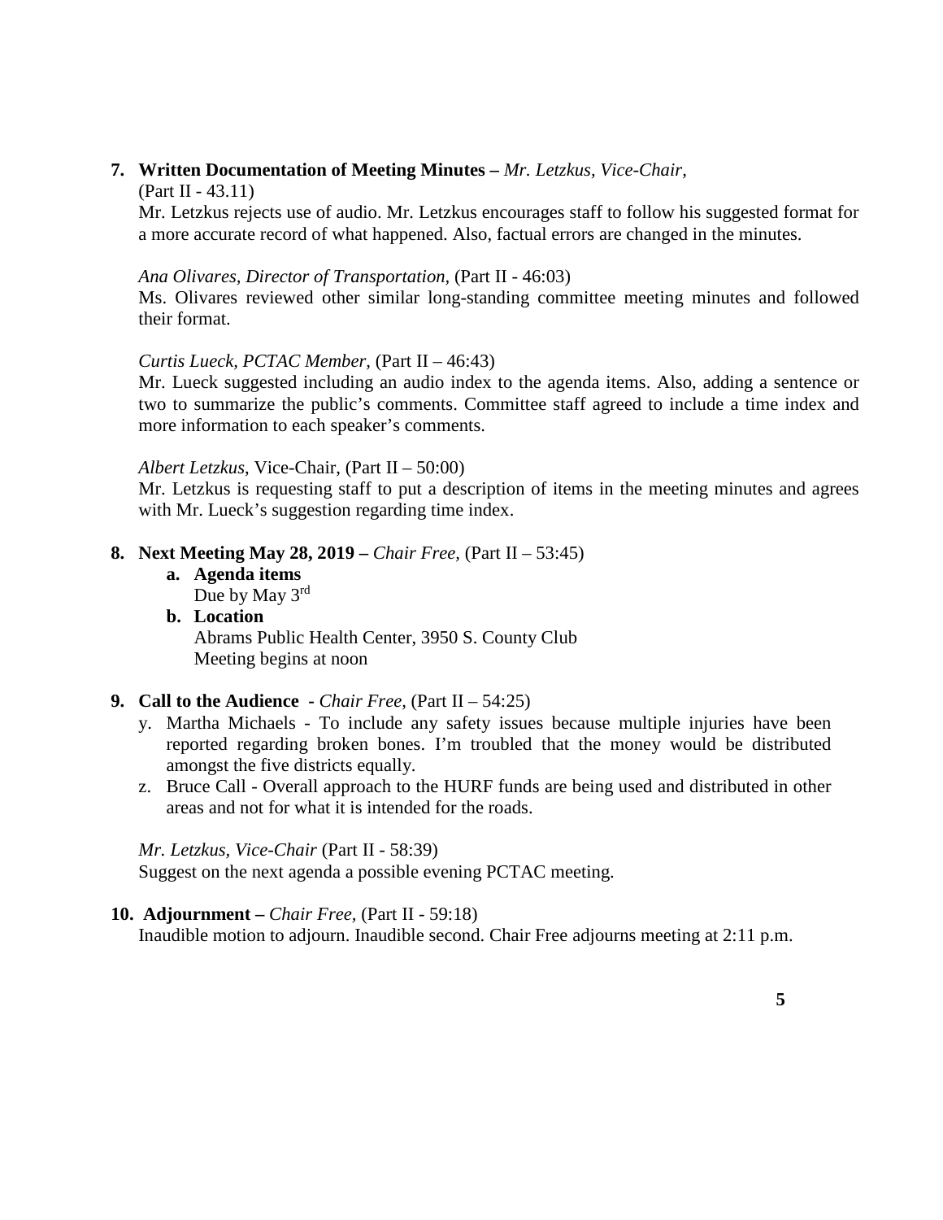7. **Written Documentation of Meeting Minutes –** *Mr. Letzkus, Vice-Chair,* (Part II - 43.11)

   Mr. Letzkus rejects use of audio. Mr. Letzkus encourages staff to follow his suggested format for a more accurate record of what happened. Also, factual errors are changed in the minutes.

   *Ana Olivares, Director of Transportation,* (Part II - 46:03)

   Ms. Olivares reviewed other similar long-standing committee meeting minutes and followed their format.

   *Curtis Lueck, PCTAC Member,* (Part II – 46:43)

   Mr. Lueck suggested including an audio index to the agenda items. Also, adding a sentence or two to summarize the public's comments. Committee staff agreed to include a time index and more information to each speaker's comments.

   *Albert Letzkus*, Vice-Chair, (Part II – 50:00)

   Mr. Letzkus is requesting staff to put a description of items in the meeting minutes and agrees with Mr. Lueck's suggestion regarding time index.

8. **Next Meeting May 28, 2019 –** *Chair Free,* (Part II – 53:45)
   a. **Agenda items**
      Due by May 3rd
   b. **Location**
      Abrams Public Health Center, 3950 S. County Club
      Meeting begins at noon

9. **Call to the Audience -** *Chair Free,* (Part II – 54:25)
   y. Martha Michaels - To include any safety issues because multiple injuries have been reported regarding broken bones. I'm troubled that the money would be distributed amongst the five districts equally.
   z. Bruce Call - Overall approach to the HURF funds are being used and distributed in other areas and not for what it is intended for the roads.

   *Mr. Letzkus, Vice-Chair* (Part II - 58:39)

   Suggest on the next agenda a possible evening PCTAC meeting.

10. **Adjournment –** *Chair Free,* (Part II - 59:18)

    Inaudible motion to adjourn. Inaudible second. Chair Free adjourns meeting at 2:11 p.m.